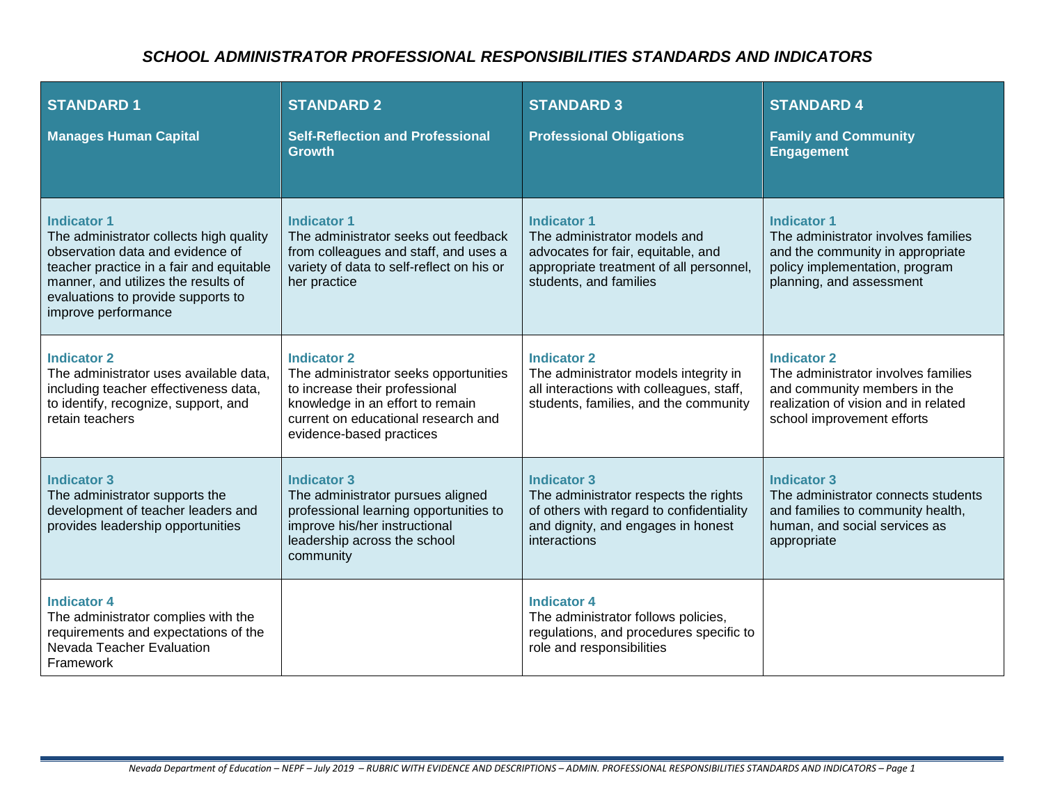# *SCHOOL ADMINISTRATOR PROFESSIONAL RESPONSIBILITIES STANDARDS AND INDICATORS*

| **STANDARD 1**<br><br>**Manages Human Capital** | **STANDARD 2**<br><br>**Self-Reflection and Professional Growth** | **STANDARD 3**<br><br>**Professional Obligations** | **STANDARD 4**<br><br>**Family and Community Engagement** |
|---|---|---|---|
| **Indicator 1**<br>The administrator collects high quality observation data and evidence of teacher practice in a fair and equitable manner, and utilizes the results of evaluations to provide supports to improve performance | **Indicator 1**<br>The administrator seeks out feedback from colleagues and staff, and uses a variety of data to self-reflect on his or her practice | **Indicator 1**<br>The administrator models and advocates for fair, equitable, and appropriate treatment of all personnel, students, and families | **Indicator 1**<br>The administrator involves families and the community in appropriate policy implementation, program planning, and assessment |
| **Indicator 2**<br>The administrator uses available data, including teacher effectiveness data, to identify, recognize, support, and retain teachers | **Indicator 2**<br>The administrator seeks opportunities to increase their professional knowledge in an effort to remain current on educational research and evidence-based practices | **Indicator 2**<br>The administrator models integrity in all interactions with colleagues, staff, students, families, and the community | **Indicator 2**<br>The administrator involves families and community members in the realization of vision and in related school improvement efforts |
| **Indicator 3**<br>The administrator supports the development of teacher leaders and provides leadership opportunities | **Indicator 3**<br>The administrator pursues aligned professional learning opportunities to improve his/her instructional leadership across the school community | **Indicator 3**<br>The administrator respects the rights of others with regard to confidentiality and dignity, and engages in honest interactions | **Indicator 3**<br>The administrator connects students and families to community health, human, and social services as appropriate |
| **Indicator 4**<br>The administrator complies with the requirements and expectations of the Nevada Teacher Evaluation Framework | | **Indicator 4**<br>The administrator follows policies, regulations, and procedures specific to role and responsibilities | |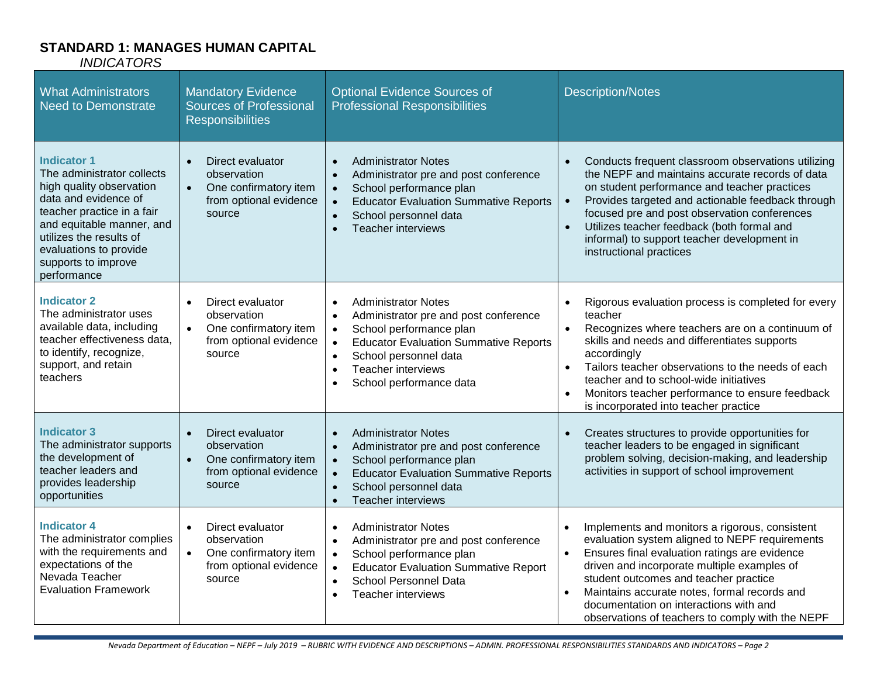## STANDARD 1: MANAGES HUMAN CAPITAL

*INDICATORS*

| What Administrators Need to Demonstrate | Mandatory Evidence Sources of Professional Responsibilities | Optional Evidence Sources of Professional Responsibilities | Description/Notes |
|---|---|---|---|
| **Indicator 1**<br>The administrator collects high quality observation data and evidence of teacher practice in a fair and equitable manner, and utilizes the results of evaluations to provide supports to improve performance | • Direct evaluator observation<br>• One confirmatory item from optional evidence source | • Administrator Notes<br>• Administrator pre and post conference<br>• School performance plan<br>• Educator Evaluation Summative Reports<br>• School personnel data<br>• Teacher interviews | • Conducts frequent classroom observations utilizing the NEPF and maintains accurate records of data on student performance and teacher practices<br>• Provides targeted and actionable feedback through focused pre and post observation conferences<br>• Utilizes teacher feedback (both formal and informal) to support teacher development in instructional practices |
| **Indicator 2**<br>The administrator uses available data, including teacher effectiveness data, to identify, recognize, support, and retain teachers | • Direct evaluator observation<br>• One confirmatory item from optional evidence source | • Administrator Notes<br>• Administrator pre and post conference<br>• School performance plan<br>• Educator Evaluation Summative Reports<br>• School personnel data<br>• Teacher interviews<br>• School performance data | • Rigorous evaluation process is completed for every teacher<br>• Recognizes where teachers are on a continuum of skills and needs and differentiates supports accordingly<br>• Tailors teacher observations to the needs of each teacher and to school-wide initiatives<br>• Monitors teacher performance to ensure feedback is incorporated into teacher practice |
| **Indicator 3**<br>The administrator supports the development of teacher leaders and provides leadership opportunities | • Direct evaluator observation<br>• One confirmatory item from optional evidence source | • Administrator Notes<br>• Administrator pre and post conference<br>• School performance plan<br>• Educator Evaluation Summative Reports<br>• School personnel data<br>• Teacher interviews | • Creates structures to provide opportunities for teacher leaders to be engaged in significant problem solving, decision-making, and leadership activities in support of school improvement |
| **Indicator 4**<br>The administrator complies with the requirements and expectations of the Nevada Teacher Evaluation Framework | • Direct evaluator observation<br>• One confirmatory item from optional evidence source | • Administrator Notes<br>• Administrator pre and post conference<br>• School performance plan<br>• Educator Evaluation Summative Report<br>• School Personnel Data<br>• Teacher interviews | • Implements and monitors a rigorous, consistent evaluation system aligned to NEPF requirements<br>• Ensures final evaluation ratings are evidence driven and incorporate multiple examples of student outcomes and teacher practice<br>• Maintains accurate notes, formal records and documentation on interactions with and observations of teachers to comply with the NEPF |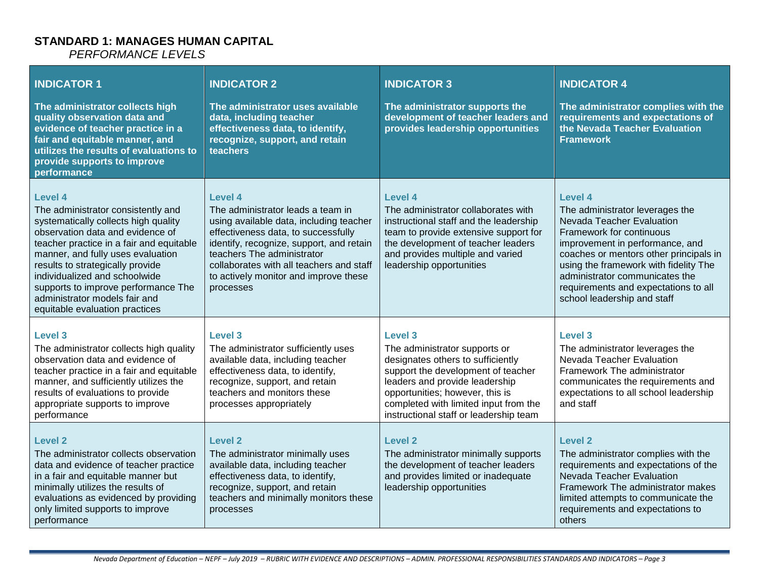## STANDARD 1: MANAGES HUMAN CAPITAL

*PERFORMANCE LEVELS*

| **INDICATOR 1** **The administrator collects high quality observation data and evidence of teacher practice in a fair and equitable manner, and utilizes the results of evaluations to provide supports to improve performance** | **INDICATOR 2** **The administrator uses available data, including teacher effectiveness data, to identify, recognize, support, and retain teachers** | **INDICATOR 3** **The administrator supports the development of teacher leaders and provides leadership opportunities** | **INDICATOR 4** **The administrator complies with the requirements and expectations of the Nevada Teacher Evaluation Framework** |
|---|---|---|---|
| **Level 4** The administrator consistently and systematically collects high quality observation data and evidence of teacher practice in a fair and equitable manner, and fully uses evaluation results to strategically provide individualized and schoolwide supports to improve performance The administrator models fair and equitable evaluation practices | **Level 4** The administrator leads a team in using available data, including teacher effectiveness data, to successfully identify, recognize, support, and retain teachers The administrator collaborates with all teachers and staff to actively monitor and improve these processes | **Level 4** The administrator collaborates with instructional staff and the leadership team to provide extensive support for the development of teacher leaders and provides multiple and varied leadership opportunities | **Level 4** The administrator leverages the Nevada Teacher Evaluation Framework for continuous improvement in performance, and coaches or mentors other principals in using the framework with fidelity The administrator communicates the requirements and expectations to all school leadership and staff |
| **Level 3** The administrator collects high quality observation data and evidence of teacher practice in a fair and equitable manner, and sufficiently utilizes the results of evaluations to provide appropriate supports to improve performance | **Level 3** The administrator sufficiently uses available data, including teacher effectiveness data, to identify, recognize, support, and retain teachers and monitors these processes appropriately | **Level 3** The administrator supports or designates others to sufficiently support the development of teacher leaders and provide leadership opportunities; however, this is completed with limited input from the instructional staff or leadership team | **Level 3** The administrator leverages the Nevada Teacher Evaluation Framework The administrator communicates the requirements and expectations to all school leadership and staff |
| **Level 2** The administrator collects observation data and evidence of teacher practice in a fair and equitable manner but minimally utilizes the results of evaluations as evidenced by providing only limited supports to improve performance | **Level 2** The administrator minimally uses available data, including teacher effectiveness data, to identify, recognize, support, and retain teachers and minimally monitors these processes | **Level 2** The administrator minimally supports the development of teacher leaders and provides limited or inadequate leadership opportunities | **Level 2** The administrator complies with the requirements and expectations of the Nevada Teacher Evaluation Framework The administrator makes limited attempts to communicate the requirements and expectations to others |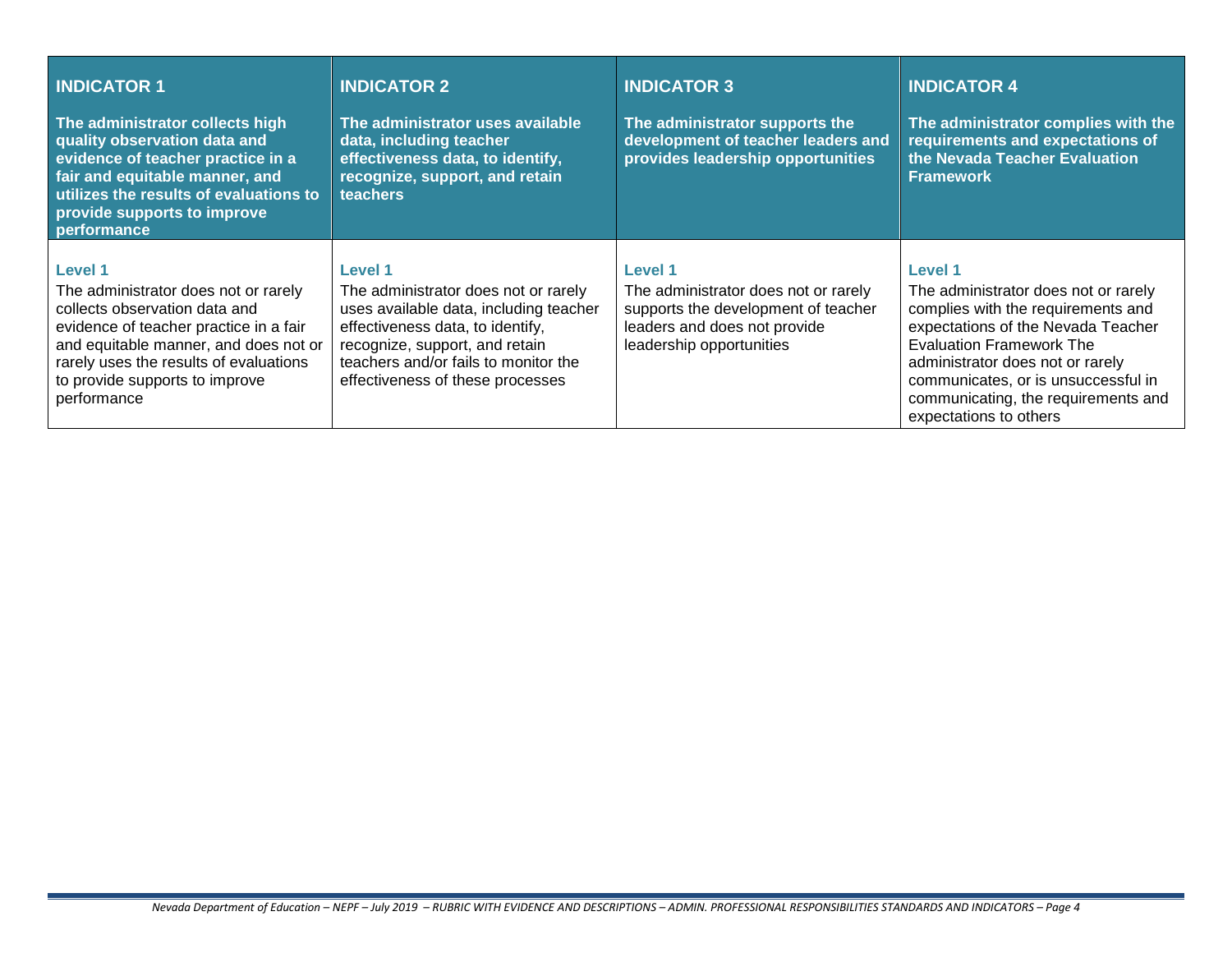| INDICATOR 1<br><br>The administrator collects high quality observation data and evidence of teacher practice in a fair and equitable manner, and utilizes the results of evaluations to provide supports to improve performance | INDICATOR 2<br><br>The administrator uses available data, including teacher effectiveness data, to identify, recognize, support, and retain teachers | INDICATOR 3<br><br>The administrator supports the development of teacher leaders and provides leadership opportunities | INDICATOR 4<br><br>The administrator complies with the requirements and expectations of the Nevada Teacher Evaluation Framework |
|---|---|---|---|
| **Level 1**<br>The administrator does not or rarely collects observation data and evidence of teacher practice in a fair and equitable manner, and does not or rarely uses the results of evaluations to provide supports to improve performance | **Level 1**<br>The administrator does not or rarely uses available data, including teacher effectiveness data, to identify, recognize, support, and retain teachers and/or fails to monitor the effectiveness of these processes | **Level 1**<br>The administrator does not or rarely supports the development of teacher leaders and does not provide leadership opportunities | **Level 1**<br>The administrator does not or rarely complies with the requirements and expectations of the Nevada Teacher Evaluation Framework The administrator does not or rarely communicates, or is unsuccessful in communicating, the requirements and expectations to others |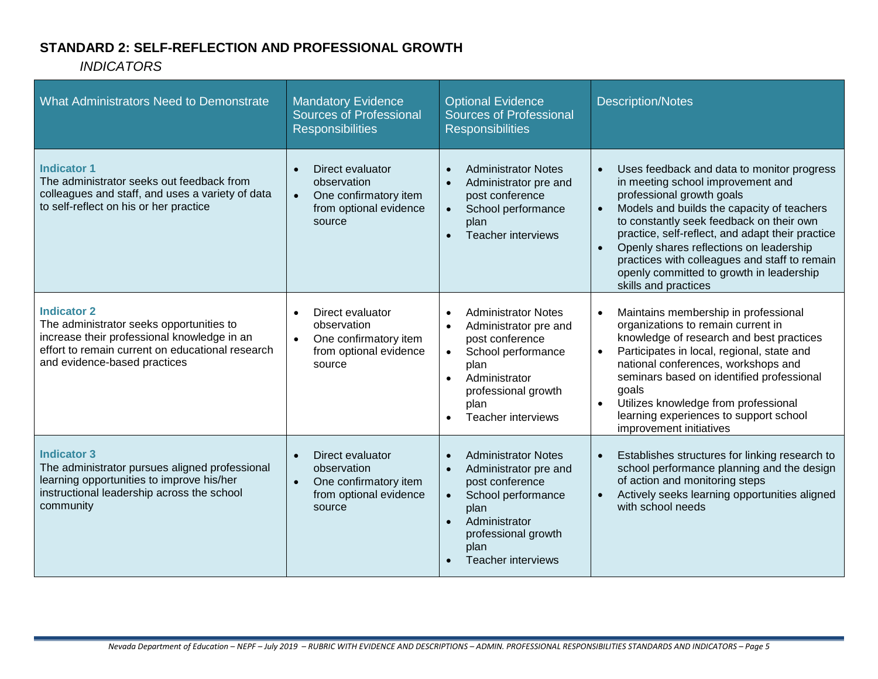## STANDARD 2: SELF-REFLECTION AND PROFESSIONAL GROWTH

*INDICATORS*

| What Administrators Need to Demonstrate | Mandatory Evidence Sources of Professional Responsibilities | Optional Evidence Sources of Professional Responsibilities | Description/Notes |
|---|---|---|---|
| **Indicator 1**<br>The administrator seeks out feedback from colleagues and staff, and uses a variety of data to self-reflect on his or her practice | • Direct evaluator observation<br>• One confirmatory item from optional evidence source | • Administrator Notes<br>• Administrator pre and post conference<br>• School performance plan<br>• Teacher interviews | • Uses feedback and data to monitor progress in meeting school improvement and professional growth goals<br>• Models and builds the capacity of teachers to constantly seek feedback on their own practice, self-reflect, and adapt their practice<br>• Openly shares reflections on leadership practices with colleagues and staff to remain openly committed to growth in leadership skills and practices |
| **Indicator 2**<br>The administrator seeks opportunities to increase their professional knowledge in an effort to remain current on educational research and evidence-based practices | • Direct evaluator observation<br>• One confirmatory item from optional evidence source | • Administrator Notes<br>• Administrator pre and post conference<br>• School performance plan<br>• Administrator professional growth plan<br>• Teacher interviews | • Maintains membership in professional organizations to remain current in knowledge of research and best practices<br>• Participates in local, regional, state and national conferences, workshops and seminars based on identified professional goals<br>• Utilizes knowledge from professional learning experiences to support school improvement initiatives |
| **Indicator 3**<br>The administrator pursues aligned professional learning opportunities to improve his/her instructional leadership across the school community | • Direct evaluator observation<br>• One confirmatory item from optional evidence source | • Administrator Notes<br>• Administrator pre and post conference<br>• School performance plan<br>• Administrator professional growth plan<br>• Teacher interviews | • Establishes structures for linking research to school performance planning and the design of action and monitoring steps<br>• Actively seeks learning opportunities aligned with school needs |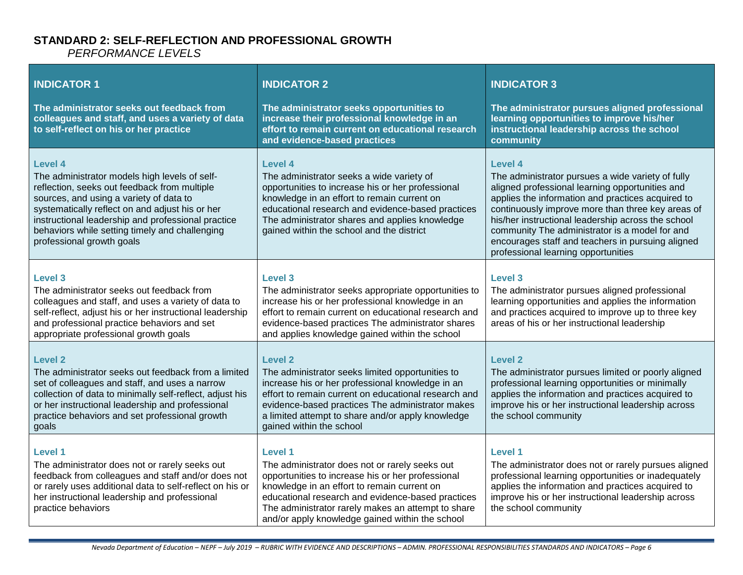## STANDARD 2: SELF-REFLECTION AND PROFESSIONAL GROWTH

*PERFORMANCE LEVELS*

| **INDICATOR 1**<br><br>**The administrator seeks out feedback from colleagues and staff, and uses a variety of data to self-reflect on his or her practice** | **INDICATOR 2**<br><br>**The administrator seeks opportunities to increase their professional knowledge in an effort to remain current on educational research and evidence-based practices** | **INDICATOR 3**<br><br>**The administrator pursues aligned professional learning opportunities to improve his/her instructional leadership across the school community** |
|---|---|---|
| **Level 4**<br>The administrator models high levels of self-reflection, seeks out feedback from multiple sources, and using a variety of data to systematically reflect on and adjust his or her instructional leadership and professional practice behaviors while setting timely and challenging professional growth goals | **Level 4**<br>The administrator seeks a wide variety of opportunities to increase his or her professional knowledge in an effort to remain current on educational research and evidence-based practices The administrator shares and applies knowledge gained within the school and the district | **Level 4**<br>The administrator pursues a wide variety of fully aligned professional learning opportunities and applies the information and practices acquired to continuously improve more than three key areas of his/her instructional leadership across the school community The administrator is a model for and encourages staff and teachers in pursuing aligned professional learning opportunities |
| **Level 3**<br>The administrator seeks out feedback from colleagues and staff, and uses a variety of data to self-reflect, adjust his or her instructional leadership and professional practice behaviors and set appropriate professional growth goals | **Level 3**<br>The administrator seeks appropriate opportunities to increase his or her professional knowledge in an effort to remain current on educational research and evidence-based practices The administrator shares and applies knowledge gained within the school | **Level 3**<br>The administrator pursues aligned professional learning opportunities and applies the information and practices acquired to improve up to three key areas of his or her instructional leadership |
| **Level 2**<br>The administrator seeks out feedback from a limited set of colleagues and staff, and uses a narrow collection of data to minimally self-reflect, adjust his or her instructional leadership and professional practice behaviors and set professional growth goals | **Level 2**<br>The administrator seeks limited opportunities to increase his or her professional knowledge in an effort to remain current on educational research and evidence-based practices The administrator makes a limited attempt to share and/or apply knowledge gained within the school | **Level 2**<br>The administrator pursues limited or poorly aligned professional learning opportunities or minimally applies the information and practices acquired to improve his or her instructional leadership across the school community |
| **Level 1**<br>The administrator does not or rarely seeks out feedback from colleagues and staff and/or does not or rarely uses additional data to self-reflect on his or her instructional leadership and professional practice behaviors | **Level 1**<br>The administrator does not or rarely seeks out opportunities to increase his or her professional knowledge in an effort to remain current on educational research and evidence-based practices The administrator rarely makes an attempt to share and/or apply knowledge gained within the school | **Level 1**<br>The administrator does not or rarely pursues aligned professional learning opportunities or inadequately applies the information and practices acquired to improve his or her instructional leadership across the school community |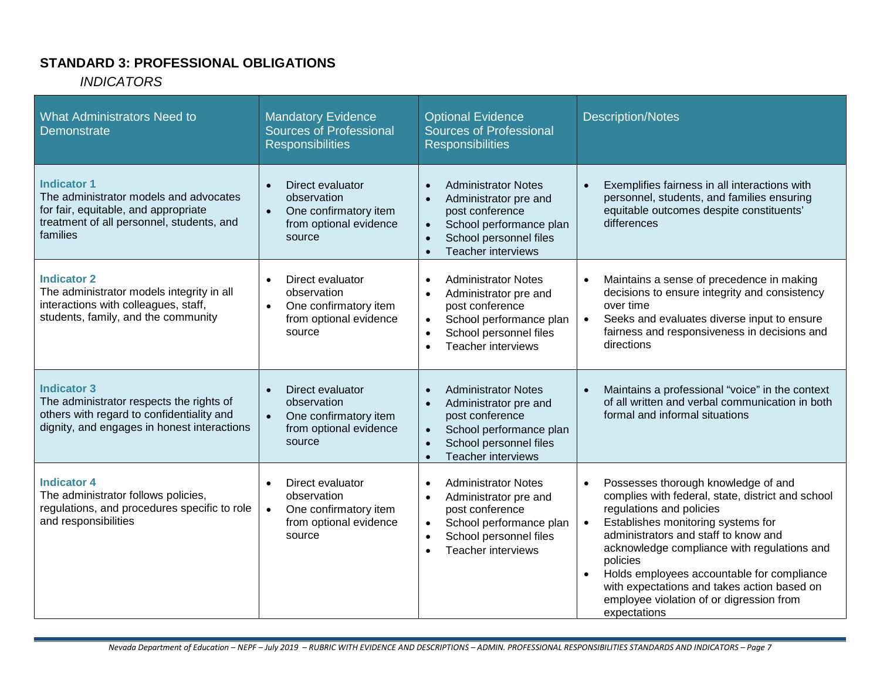## STANDARD 3: PROFESSIONAL OBLIGATIONS

*INDICATORS*

| What Administrators Need to Demonstrate | Mandatory Evidence Sources of Professional Responsibilities | Optional Evidence Sources of Professional Responsibilities | Description/Notes |
|---|---|---|---|
| **Indicator 1**<br>The administrator models and advocates for fair, equitable, and appropriate treatment of all personnel, students, and families | • Direct evaluator observation<br>• One confirmatory item from optional evidence source | • Administrator Notes<br>• Administrator pre and post conference<br>• School performance plan<br>• School personnel files<br>• Teacher interviews | • Exemplifies fairness in all interactions with personnel, students, and families ensuring equitable outcomes despite constituents' differences |
| **Indicator 2**<br>The administrator models integrity in all interactions with colleagues, staff, students, family, and the community | • Direct evaluator observation<br>• One confirmatory item from optional evidence source | • Administrator Notes<br>• Administrator pre and post conference<br>• School performance plan<br>• School personnel files<br>• Teacher interviews | • Maintains a sense of precedence in making decisions to ensure integrity and consistency over time<br>• Seeks and evaluates diverse input to ensure fairness and responsiveness in decisions and directions |
| **Indicator 3**<br>The administrator respects the rights of others with regard to confidentiality and dignity, and engages in honest interactions | • Direct evaluator observation<br>• One confirmatory item from optional evidence source | • Administrator Notes<br>• Administrator pre and post conference<br>• School performance plan<br>• School personnel files<br>• Teacher interviews | • Maintains a professional "voice" in the context of all written and verbal communication in both formal and informal situations |
| **Indicator 4**<br>The administrator follows policies, regulations, and procedures specific to role and responsibilities | • Direct evaluator observation<br>• One confirmatory item from optional evidence source | • Administrator Notes<br>• Administrator pre and post conference<br>• School performance plan<br>• School personnel files<br>• Teacher interviews | • Possesses thorough knowledge of and complies with federal, state, district and school regulations and policies<br>• Establishes monitoring systems for administrators and staff to know and acknowledge compliance with regulations and policies<br>• Holds employees accountable for compliance with expectations and takes action based on employee violation of or digression from expectations |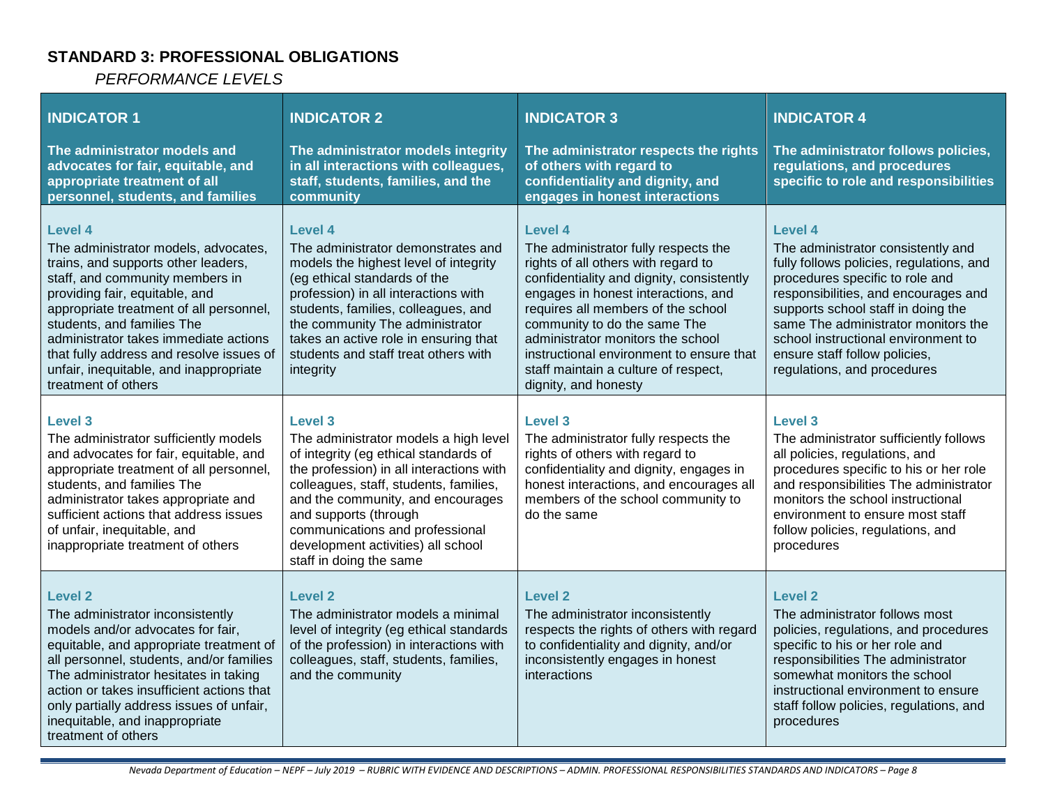## STANDARD 3: PROFESSIONAL OBLIGATIONS

*PERFORMANCE LEVELS*

| **INDICATOR 1**<br><br>**The administrator models and advocates for fair, equitable, and appropriate treatment of all personnel, students, and families** | **INDICATOR 2**<br><br>**The administrator models integrity in all interactions with colleagues, staff, students, families, and the community** | **INDICATOR 3**<br><br>**The administrator respects the rights of others with regard to confidentiality and dignity, and engages in honest interactions** | **INDICATOR 4**<br><br>**The administrator follows policies, regulations, and procedures specific to role and responsibilities** |
|---|---|---|---|
| **Level 4**<br>The administrator models, advocates, trains, and supports other leaders, staff, and community members in providing fair, equitable, and appropriate treatment of all personnel, students, and families The administrator takes immediate actions that fully address and resolve issues of unfair, inequitable, and inappropriate treatment of others | **Level 4**<br>The administrator demonstrates and models the highest level of integrity (eg ethical standards of the profession) in all interactions with students, families, colleagues, and the community The administrator takes an active role in ensuring that students and staff treat others with integrity | **Level 4**<br>The administrator fully respects the rights of all others with regard to confidentiality and dignity, consistently engages in honest interactions, and requires all members of the school community to do the same The administrator monitors the school instructional environment to ensure that staff maintain a culture of respect, dignity, and honesty | **Level 4**<br>The administrator consistently and fully follows policies, regulations, and procedures specific to role and responsibilities, and encourages and supports school staff in doing the same The administrator monitors the school instructional environment to ensure staff follow policies, regulations, and procedures |
| **Level 3**<br>The administrator sufficiently models and advocates for fair, equitable, and appropriate treatment of all personnel, students, and families The administrator takes appropriate and sufficient actions that address issues of unfair, inequitable, and inappropriate treatment of others | **Level 3**<br>The administrator models a high level of integrity (eg ethical standards of the profession) in all interactions with colleagues, staff, students, families, and the community, and encourages and supports (through communications and professional development activities) all school staff in doing the same | **Level 3**<br>The administrator fully respects the rights of others with regard to confidentiality and dignity, engages in honest interactions, and encourages all members of the school community to do the same | **Level 3**<br>The administrator sufficiently follows all policies, regulations, and procedures specific to his or her role and responsibilities The administrator monitors the school instructional environment to ensure most staff follow policies, regulations, and procedures |
| **Level 2**<br>The administrator inconsistently models and/or advocates for fair, equitable, and appropriate treatment of all personnel, students, and/or families The administrator hesitates in taking action or takes insufficient actions that only partially address issues of unfair, inequitable, and inappropriate treatment of others | **Level 2**<br>The administrator models a minimal level of integrity (eg ethical standards of the profession) in interactions with colleagues, staff, students, families, and the community | **Level 2**<br>The administrator inconsistently respects the rights of others with regard to confidentiality and dignity, and/or inconsistently engages in honest interactions | **Level 2**<br>The administrator follows most policies, regulations, and procedures specific to his or her role and responsibilities The administrator somewhat monitors the school instructional environment to ensure staff follow policies, regulations, and procedures |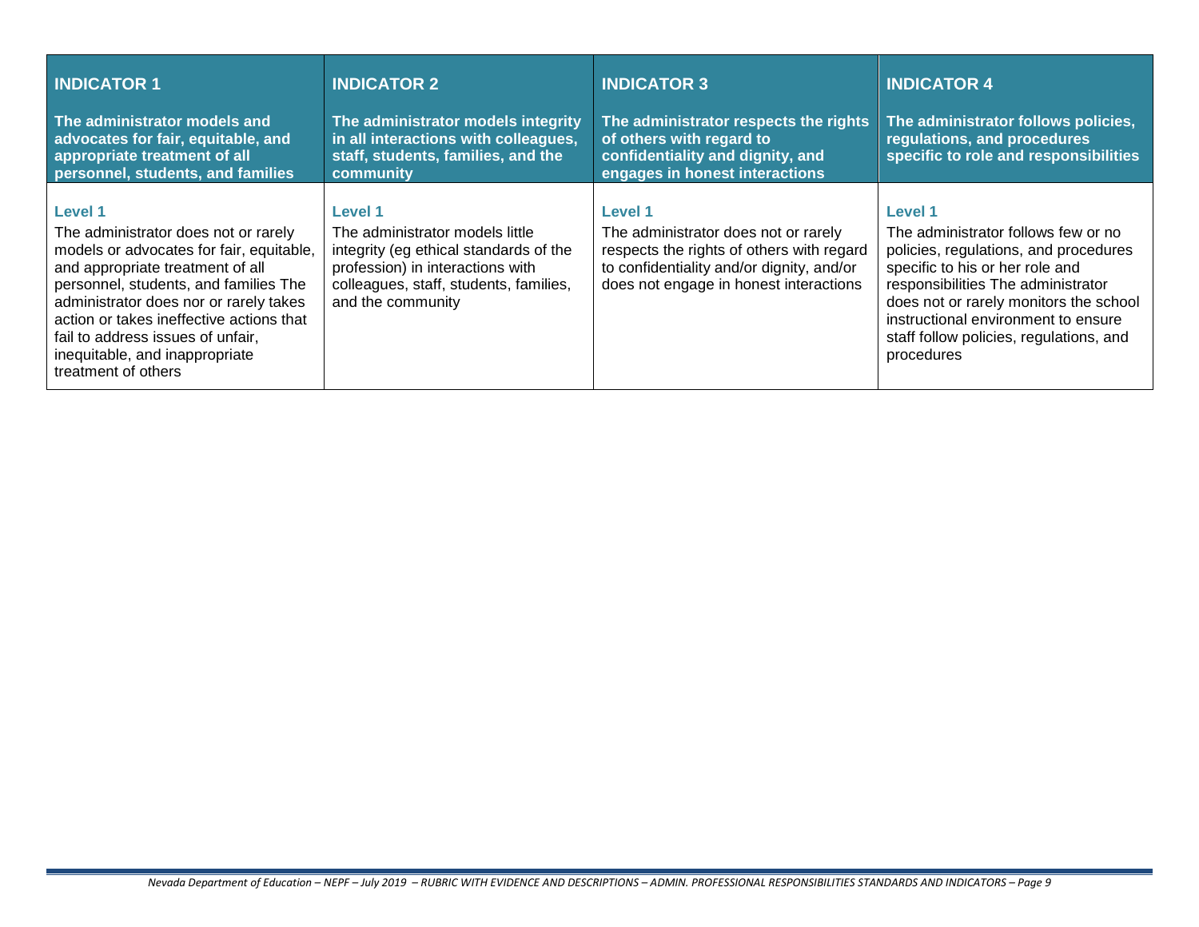| **INDICATOR 1**<br><br>**The administrator models and advocates for fair, equitable, and appropriate treatment of all personnel, students, and families** | **INDICATOR 2**<br><br>**The administrator models integrity in all interactions with colleagues, staff, students, families, and the community** | **INDICATOR 3**<br><br>**The administrator respects the rights of others with regard to confidentiality and dignity, and engages in honest interactions** | **INDICATOR 4**<br><br>**The administrator follows policies, regulations, and procedures specific to role and responsibilities** |
|---|---|---|---|
| **Level 1**<br>The administrator does not or rarely models or advocates for fair, equitable, and appropriate treatment of all personnel, students, and families The administrator does nor or rarely takes action or takes ineffective actions that fail to address issues of unfair, inequitable, and inappropriate treatment of others | **Level 1**<br>The administrator models little integrity (eg ethical standards of the profession) in interactions with colleagues, staff, students, families, and the community | **Level 1**<br>The administrator does not or rarely respects the rights of others with regard to confidentiality and/or dignity, and/or does not engage in honest interactions | **Level 1**<br>The administrator follows few or no policies, regulations, and procedures specific to his or her role and responsibilities The administrator does not or rarely monitors the school instructional environment to ensure staff follow policies, regulations, and procedures |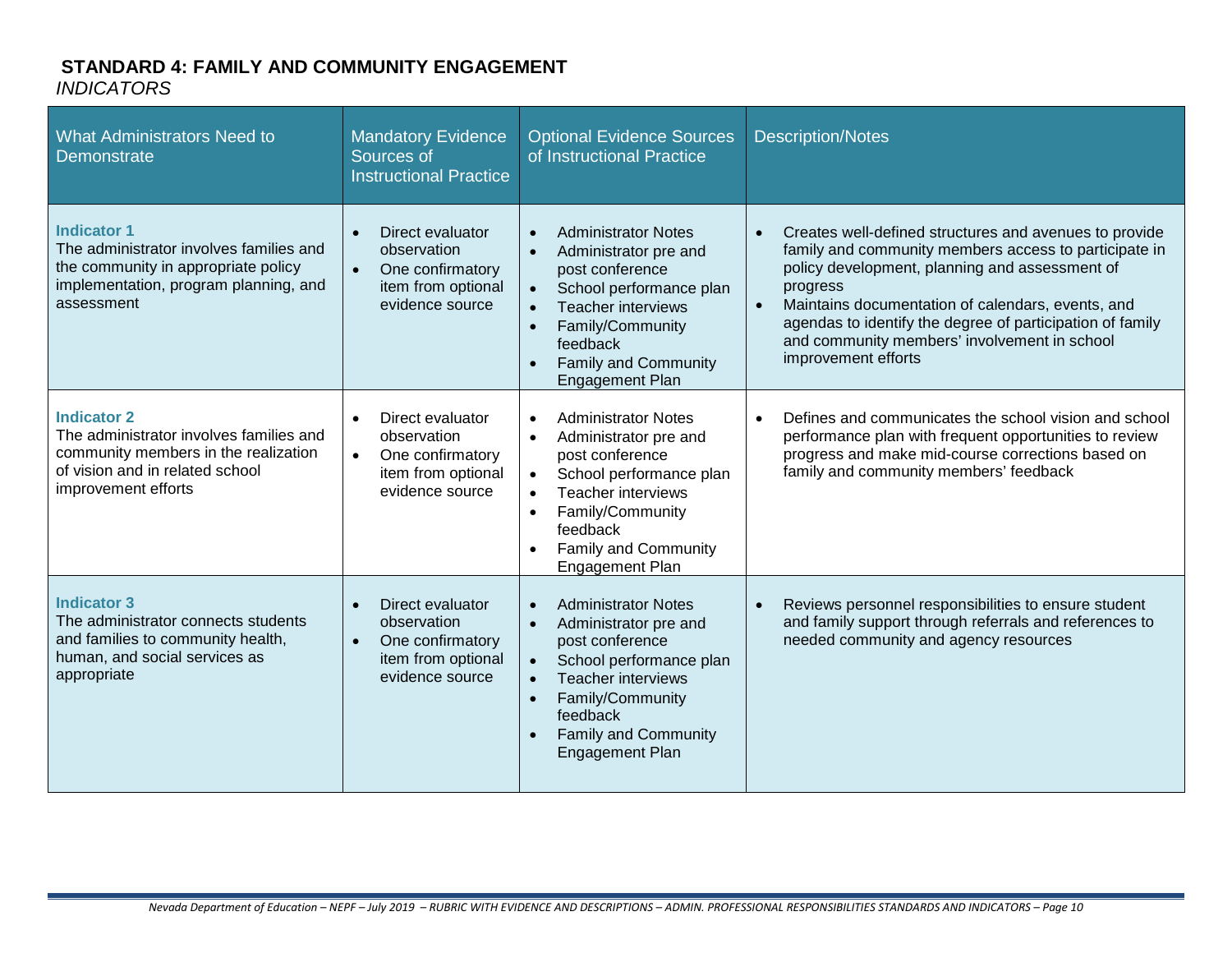## STANDARD 4: FAMILY AND COMMUNITY ENGAGEMENT

*INDICATORS*

| What Administrators Need to Demonstrate | Mandatory Evidence Sources of Instructional Practice | Optional Evidence Sources of Instructional Practice | Description/Notes |
|---|---|---|---|
| **Indicator 1**<br>The administrator involves families and the community in appropriate policy implementation, program planning, and assessment | • Direct evaluator observation<br>• One confirmatory item from optional evidence source | • Administrator Notes<br>• Administrator pre and post conference<br>• School performance plan<br>• Teacher interviews<br>• Family/Community feedback<br>• Family and Community Engagement Plan | • Creates well-defined structures and avenues to provide family and community members access to participate in policy development, planning and assessment of progress<br>• Maintains documentation of calendars, events, and agendas to identify the degree of participation of family and community members' involvement in school improvement efforts |
| **Indicator 2**<br>The administrator involves families and community members in the realization of vision and in related school improvement efforts | • Direct evaluator observation<br>• One confirmatory item from optional evidence source | • Administrator Notes<br>• Administrator pre and post conference<br>• School performance plan<br>• Teacher interviews<br>• Family/Community feedback<br>• Family and Community Engagement Plan | • Defines and communicates the school vision and school performance plan with frequent opportunities to review progress and make mid-course corrections based on family and community members' feedback |
| **Indicator 3**<br>The administrator connects students and families to community health, human, and social services as appropriate | • Direct evaluator observation<br>• One confirmatory item from optional evidence source | • Administrator Notes<br>• Administrator pre and post conference<br>• School performance plan<br>• Teacher interviews<br>• Family/Community feedback<br>• Family and Community Engagement Plan | • Reviews personnel responsibilities to ensure student and family support through referrals and references to needed community and agency resources |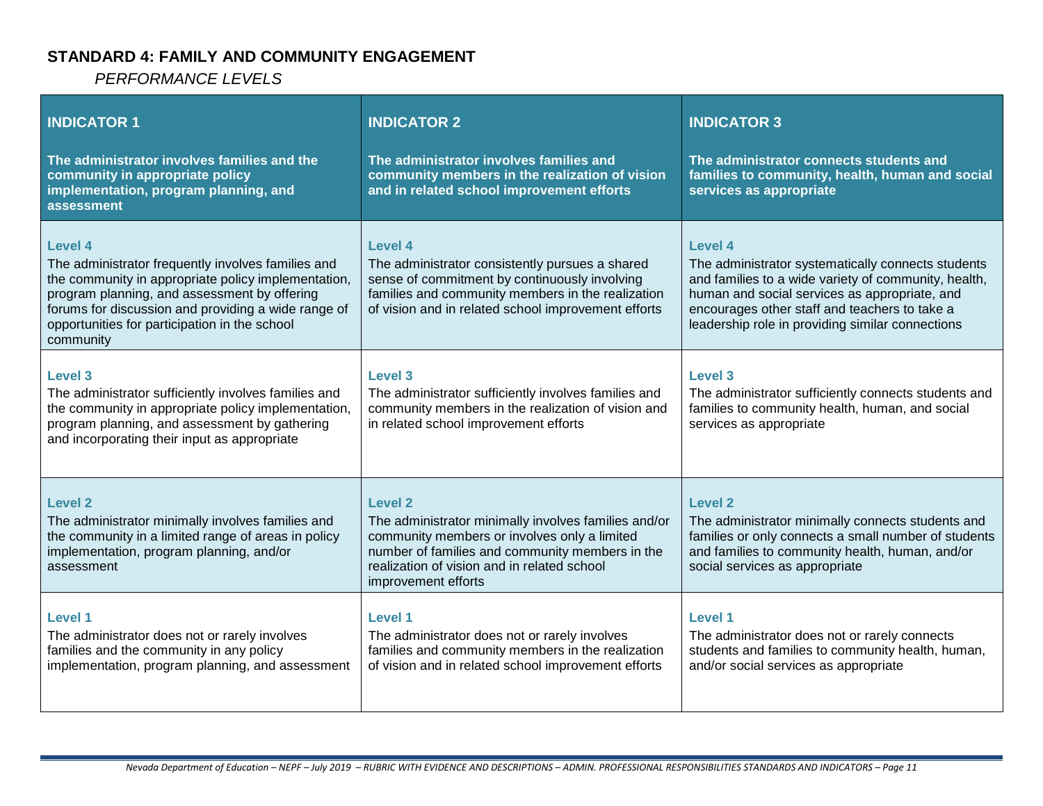## STANDARD 4: FAMILY AND COMMUNITY ENGAGEMENT

*PERFORMANCE LEVELS*

| **INDICATOR 1**<br><br>**The administrator involves families and the community in appropriate policy implementation, program planning, and assessment** | **INDICATOR 2**<br><br>**The administrator involves families and community members in the realization of vision and in related school improvement efforts** | **INDICATOR 3**<br><br>**The administrator connects students and families to community, health, human and social services as appropriate** |
|---|---|---|
| **Level 4**<br>The administrator frequently involves families and the community in appropriate policy implementation, program planning, and assessment by offering forums for discussion and providing a wide range of opportunities for participation in the school community | **Level 4**<br>The administrator consistently pursues a shared sense of commitment by continuously involving families and community members in the realization of vision and in related school improvement efforts | **Level 4**<br>The administrator systematically connects students and families to a wide variety of community, health, human and social services as appropriate, and encourages other staff and teachers to take a leadership role in providing similar connections |
| **Level 3**<br>The administrator sufficiently involves families and the community in appropriate policy implementation, program planning, and assessment by gathering and incorporating their input as appropriate | **Level 3**<br>The administrator sufficiently involves families and community members in the realization of vision and in related school improvement efforts | **Level 3**<br>The administrator sufficiently connects students and families to community health, human, and social services as appropriate |
| **Level 2**<br>The administrator minimally involves families and the community in a limited range of areas in policy implementation, program planning, and/or assessment | **Level 2**<br>The administrator minimally involves families and/or community members or involves only a limited number of families and community members in the realization of vision and in related school improvement efforts | **Level 2**<br>The administrator minimally connects students and families or only connects a small number of students and families to community health, human, and/or social services as appropriate |
| **Level 1**<br>The administrator does not or rarely involves families and the community in any policy implementation, program planning, and assessment | **Level 1**<br>The administrator does not or rarely involves families and community members in the realization of vision and in related school improvement efforts | **Level 1**<br>The administrator does not or rarely connects students and families to community health, human, and/or social services as appropriate |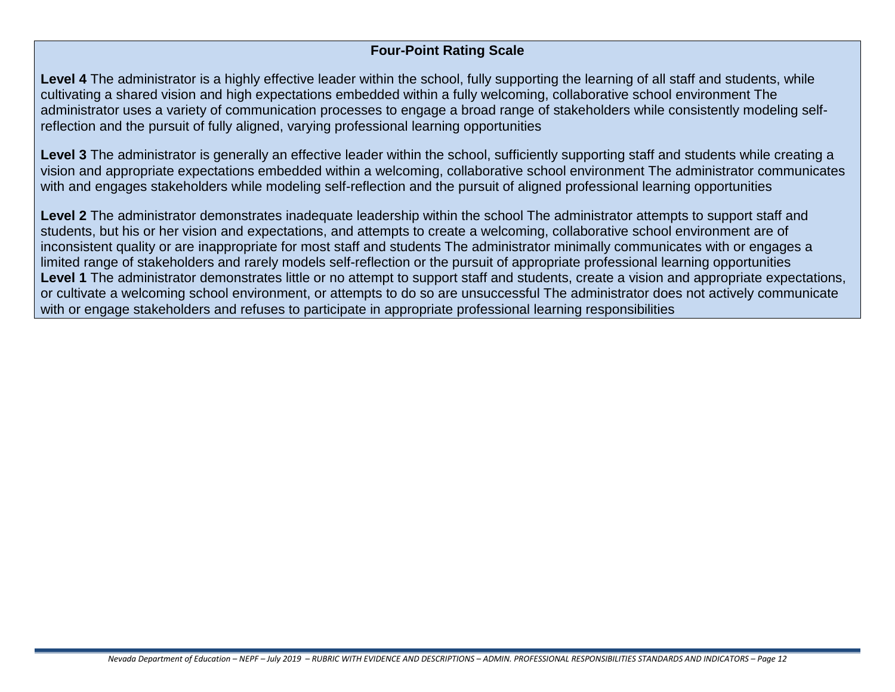## Four-Point Rating Scale

**Level 4** The administrator is a highly effective leader within the school, fully supporting the learning of all staff and students, while cultivating a shared vision and high expectations embedded within a fully welcoming, collaborative school environment The administrator uses a variety of communication processes to engage a broad range of stakeholders while consistently modeling self-reflection and the pursuit of fully aligned, varying professional learning opportunities

**Level 3** The administrator is generally an effective leader within the school, sufficiently supporting staff and students while creating a vision and appropriate expectations embedded within a welcoming, collaborative school environment The administrator communicates with and engages stakeholders while modeling self-reflection and the pursuit of aligned professional learning opportunities

**Level 2** The administrator demonstrates inadequate leadership within the school The administrator attempts to support staff and students, but his or her vision and expectations, and attempts to create a welcoming, collaborative school environment are of inconsistent quality or are inappropriate for most staff and students The administrator minimally communicates with or engages a limited range of stakeholders and rarely models self-reflection or the pursuit of appropriate professional learning opportunities

**Level 1** The administrator demonstrates little or no attempt to support staff and students, create a vision and appropriate expectations, or cultivate a welcoming school environment, or attempts to do so are unsuccessful The administrator does not actively communicate with or engage stakeholders and refuses to participate in appropriate professional learning responsibilities